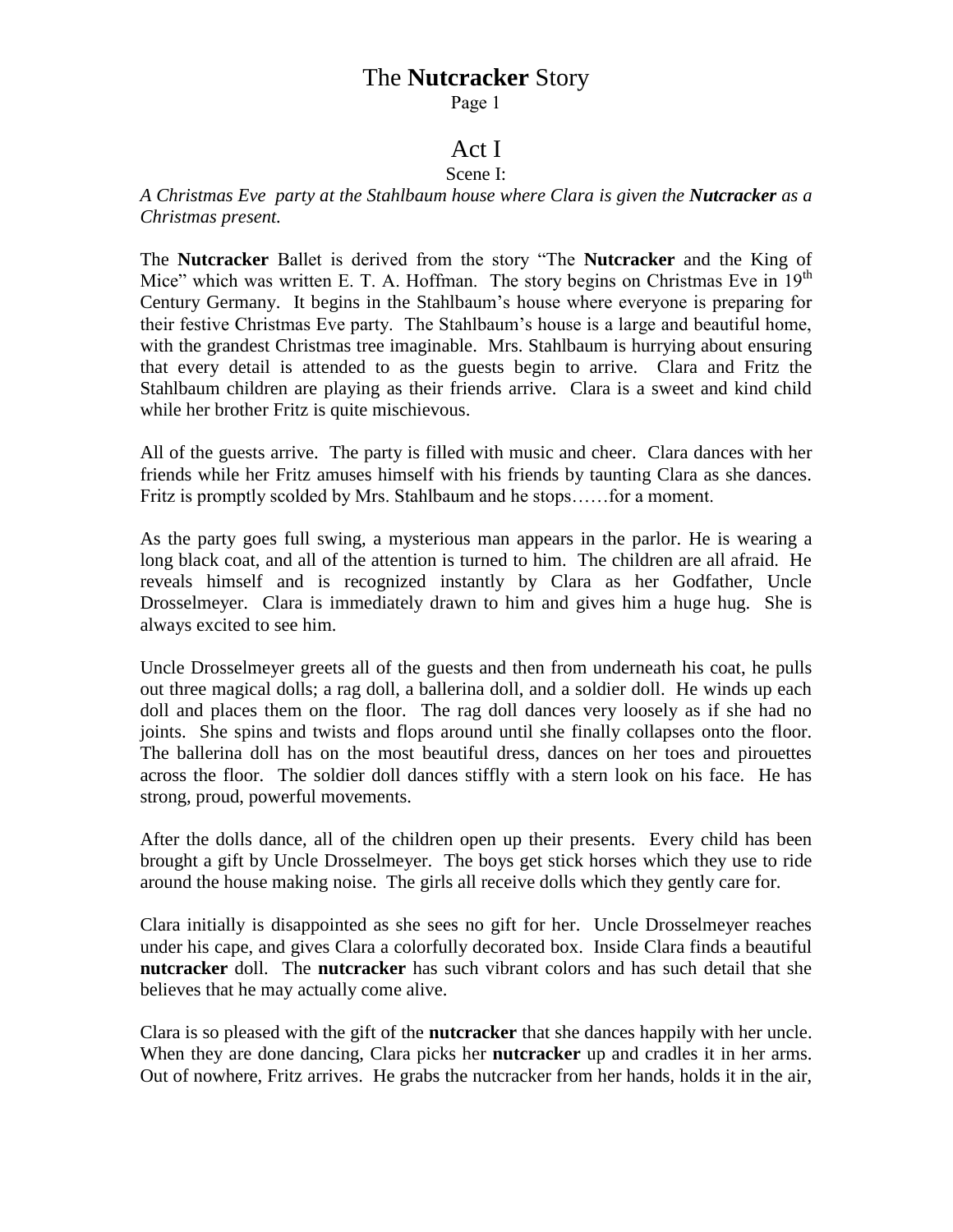# The **Nutcracker** Story

Page 1

## Act I

Scene I:

*A Christmas Eve  party at the Stahlbaum house where Clara is given the **Nutcracker** as a Christmas present.*

The **Nutcracker** Ballet is derived from the story "The **Nutcracker** and the King of Mice" which was written E. T. A. Hoffman. The story begins on Christmas Eve in 19th Century Germany. It begins in the Stahlbaum's house where everyone is preparing for their festive Christmas Eve party. The Stahlbaum's house is a large and beautiful home, with the grandest Christmas tree imaginable. Mrs. Stahlbaum is hurrying about ensuring that every detail is attended to as the guests begin to arrive. Clara and Fritz the Stahlbaum children are playing as their friends arrive. Clara is a sweet and kind child while her brother Fritz is quite mischievous.

All of the guests arrive. The party is filled with music and cheer. Clara dances with her friends while her Fritz amuses himself with his friends by taunting Clara as she dances. Fritz is promptly scolded by Mrs. Stahlbaum and he stops……for a moment.

As the party goes full swing, a mysterious man appears in the parlor. He is wearing a long black coat, and all of the attention is turned to him. The children are all afraid. He reveals himself and is recognized instantly by Clara as her Godfather, Uncle Drosselmeyer. Clara is immediately drawn to him and gives him a huge hug. She is always excited to see him.

Uncle Drosselmeyer greets all of the guests and then from underneath his coat, he pulls out three magical dolls; a rag doll, a ballerina doll, and a soldier doll. He winds up each doll and places them on the floor. The rag doll dances very loosely as if she had no joints. She spins and twists and flops around until she finally collapses onto the floor. The ballerina doll has on the most beautiful dress, dances on her toes and pirouettes across the floor. The soldier doll dances stiffly with a stern look on his face. He has strong, proud, powerful movements.

After the dolls dance, all of the children open up their presents. Every child has been brought a gift by Uncle Drosselmeyer. The boys get stick horses which they use to ride around the house making noise. The girls all receive dolls which they gently care for.

Clara initially is disappointed as she sees no gift for her. Uncle Drosselmeyer reaches under his cape, and gives Clara a colorfully decorated box. Inside Clara finds a beautiful **nutcracker** doll. The **nutcracker** has such vibrant colors and has such detail that she believes that he may actually come alive.

Clara is so pleased with the gift of the **nutcracker** that she dances happily with her uncle. When they are done dancing, Clara picks her **nutcracker** up and cradles it in her arms. Out of nowhere, Fritz arrives. He grabs the nutcracker from her hands, holds it in the air,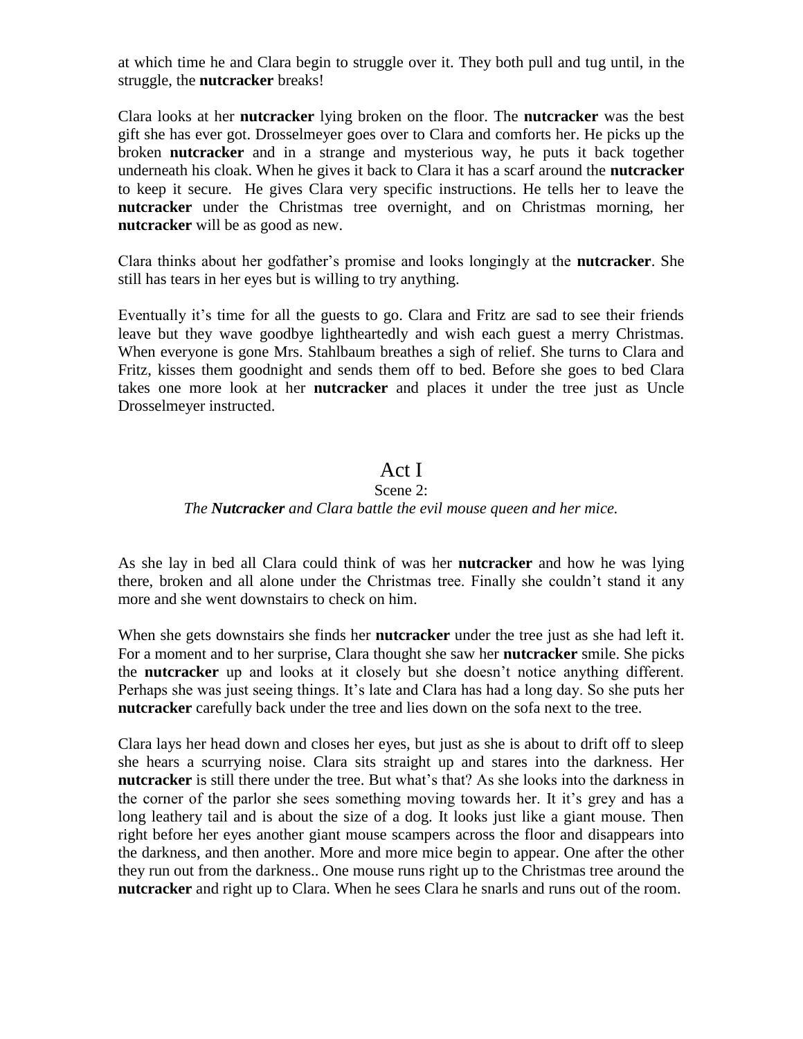at which time he and Clara begin to struggle over it. They both pull and tug until, in the struggle, the **nutcracker** breaks!

Clara looks at her **nutcracker** lying broken on the floor. The **nutcracker** was the best gift she has ever got. Drosselmeyer goes over to Clara and comforts her. He picks up the broken **nutcracker** and in a strange and mysterious way, he puts it back together underneath his cloak. When he gives it back to Clara it has a scarf around the **nutcracker** to keep it secure. He gives Clara very specific instructions. He tells her to leave the **nutcracker** under the Christmas tree overnight, and on Christmas morning, her **nutcracker** will be as good as new.

Clara thinks about her godfather's promise and looks longingly at the **nutcracker**. She still has tears in her eyes but is willing to try anything.

Eventually it's time for all the guests to go. Clara and Fritz are sad to see their friends leave but they wave goodbye lightheartedly and wish each guest a merry Christmas. When everyone is gone Mrs. Stahlbaum breathes a sigh of relief. She turns to Clara and Fritz, kisses them goodnight and sends them off to bed. Before she goes to bed Clara takes one more look at her **nutcracker** and places it under the tree just as Uncle Drosselmeyer instructed.

## Act I

Scene 2:

*The **Nutcracker** and Clara battle the evil mouse queen and her mice.*

As she lay in bed all Clara could think of was her **nutcracker** and how he was lying there, broken and all alone under the Christmas tree. Finally she couldn't stand it any more and she went downstairs to check on him.

When she gets downstairs she finds her **nutcracker** under the tree just as she had left it. For a moment and to her surprise, Clara thought she saw her **nutcracker** smile. She picks the **nutcracker** up and looks at it closely but she doesn't notice anything different. Perhaps she was just seeing things. It's late and Clara has had a long day. So she puts her **nutcracker** carefully back under the tree and lies down on the sofa next to the tree.

Clara lays her head down and closes her eyes, but just as she is about to drift off to sleep she hears a scurrying noise. Clara sits straight up and stares into the darkness. Her **nutcracker** is still there under the tree. But what's that? As she looks into the darkness in the corner of the parlor she sees something moving towards her. It it's grey and has a long leathery tail and is about the size of a dog. It looks just like a giant mouse. Then right before her eyes another giant mouse scampers across the floor and disappears into the darkness, and then another. More and more mice begin to appear. One after the other they run out from the darkness.. One mouse runs right up to the Christmas tree around the **nutcracker** and right up to Clara. When he sees Clara he snarls and runs out of the room.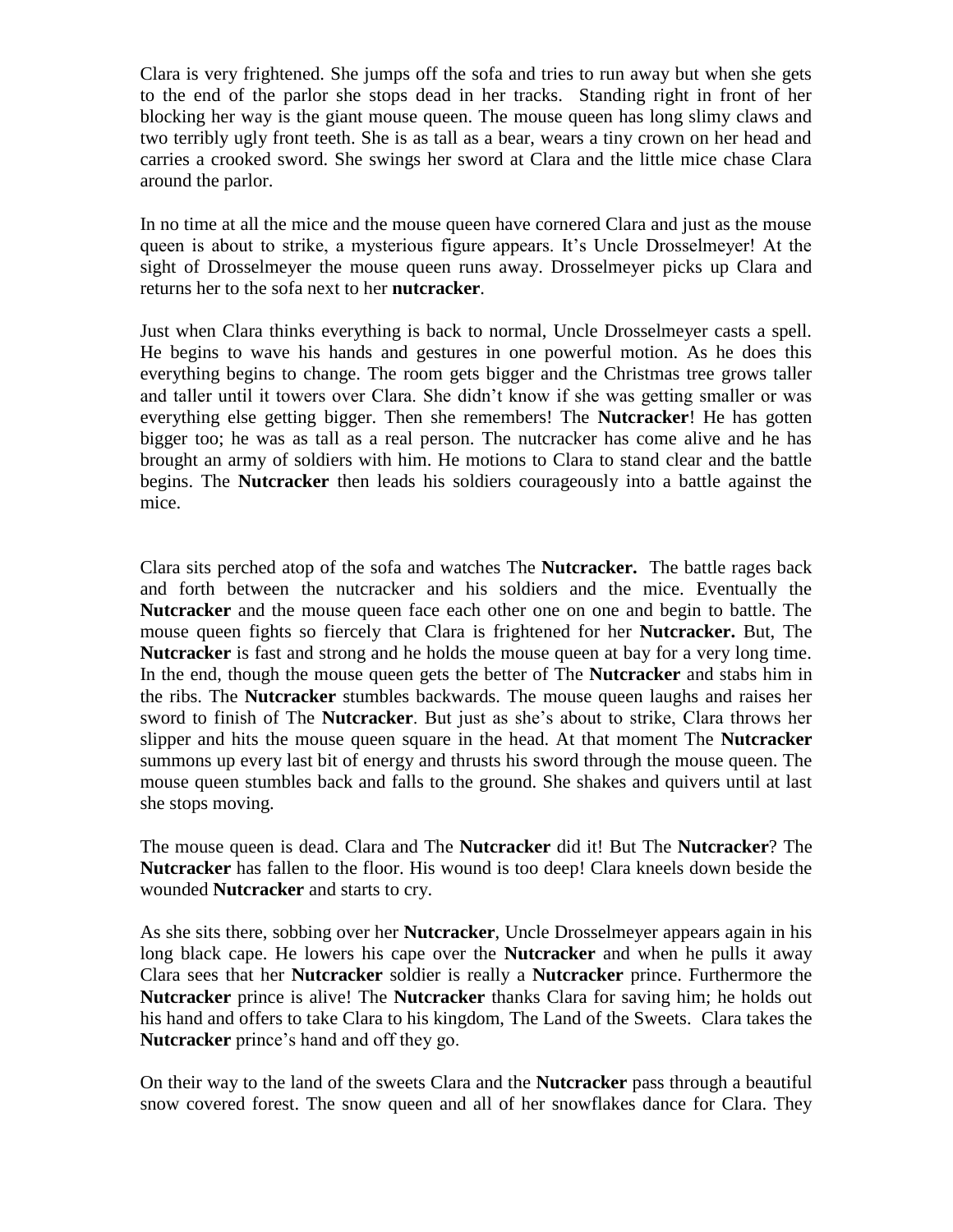Clara is very frightened. She jumps off the sofa and tries to run away but when she gets to the end of the parlor she stops dead in her tracks. Standing right in front of her blocking her way is the giant mouse queen. The mouse queen has long slimy claws and two terribly ugly front teeth. She is as tall as a bear, wears a tiny crown on her head and carries a crooked sword. She swings her sword at Clara and the little mice chase Clara around the parlor.

In no time at all the mice and the mouse queen have cornered Clara and just as the mouse queen is about to strike, a mysterious figure appears. It's Uncle Drosselmeyer! At the sight of Drosselmeyer the mouse queen runs away. Drosselmeyer picks up Clara and returns her to the sofa next to her **nutcracker**.

Just when Clara thinks everything is back to normal, Uncle Drosselmeyer casts a spell. He begins to wave his hands and gestures in one powerful motion. As he does this everything begins to change. The room gets bigger and the Christmas tree grows taller and taller until it towers over Clara. She didn't know if she was getting smaller or was everything else getting bigger. Then she remembers! The **Nutcracker**! He has gotten bigger too; he was as tall as a real person. The nutcracker has come alive and he has brought an army of soldiers with him. He motions to Clara to stand clear and the battle begins. The **Nutcracker** then leads his soldiers courageously into a battle against the mice.

Clara sits perched atop of the sofa and watches The **Nutcracker.** The battle rages back and forth between the nutcracker and his soldiers and the mice. Eventually the **Nutcracker** and the mouse queen face each other one on one and begin to battle. The mouse queen fights so fiercely that Clara is frightened for her **Nutcracker.** But, The **Nutcracker** is fast and strong and he holds the mouse queen at bay for a very long time. In the end, though the mouse queen gets the better of The **Nutcracker** and stabs him in the ribs. The **Nutcracker** stumbles backwards. The mouse queen laughs and raises her sword to finish of The **Nutcracker**. But just as she's about to strike, Clara throws her slipper and hits the mouse queen square in the head. At that moment The **Nutcracker** summons up every last bit of energy and thrusts his sword through the mouse queen. The mouse queen stumbles back and falls to the ground. She shakes and quivers until at last she stops moving.

The mouse queen is dead. Clara and The **Nutcracker** did it! But The **Nutcracker**? The **Nutcracker** has fallen to the floor. His wound is too deep! Clara kneels down beside the wounded **Nutcracker** and starts to cry.

As she sits there, sobbing over her **Nutcracker**, Uncle Drosselmeyer appears again in his long black cape. He lowers his cape over the **Nutcracker** and when he pulls it away Clara sees that her **Nutcracker** soldier is really a **Nutcracker** prince. Furthermore the **Nutcracker** prince is alive! The **Nutcracker** thanks Clara for saving him; he holds out his hand and offers to take Clara to his kingdom, The Land of the Sweets. Clara takes the **Nutcracker** prince's hand and off they go.

On their way to the land of the sweets Clara and the **Nutcracker** pass through a beautiful snow covered forest. The snow queen and all of her snowflakes dance for Clara. They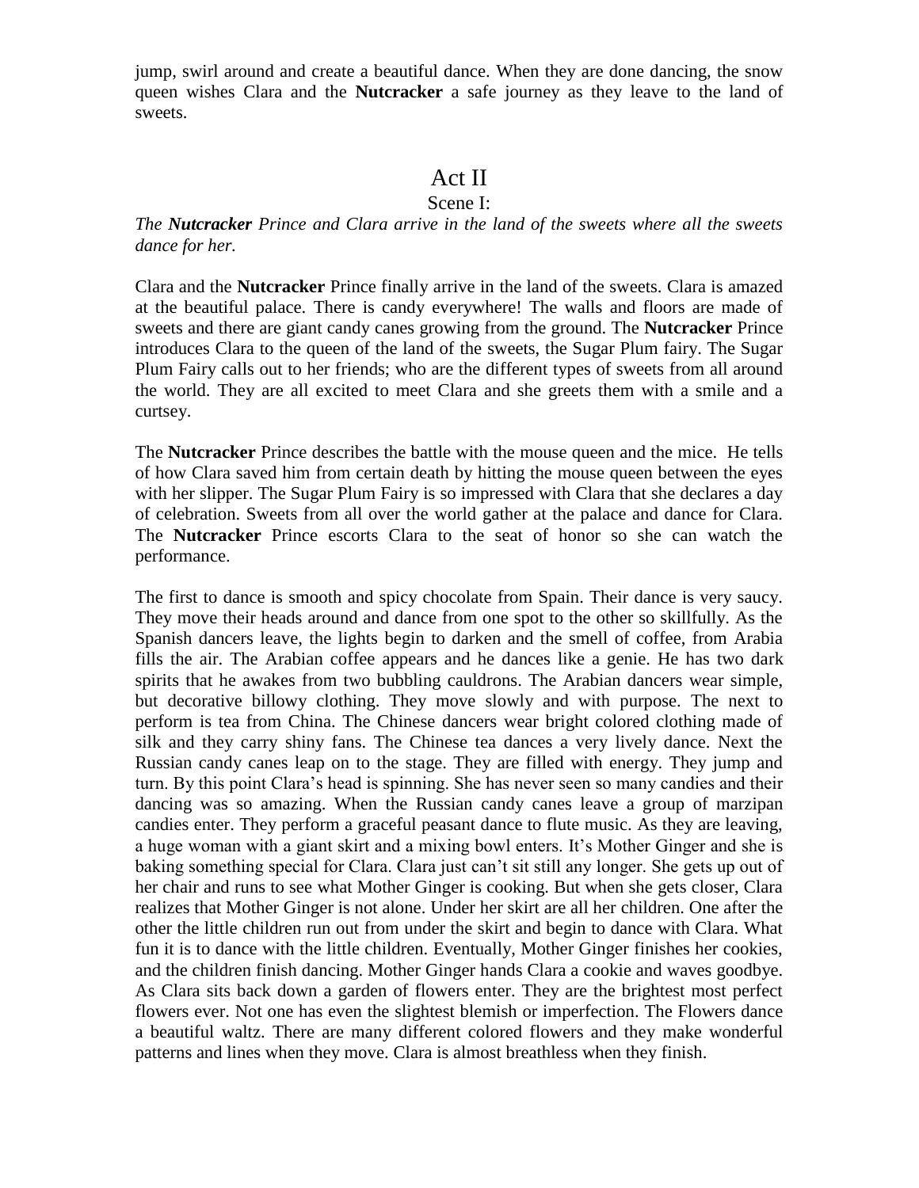jump, swirl around and create a beautiful dance. When they are done dancing, the snow queen wishes Clara and the **Nutcracker** a safe journey as they leave to the land of sweets.

# Act II

## Scene I:

*The **Nutcracker** Prince and Clara arrive in the land of the sweets where all the sweets dance for her.*

Clara and the **Nutcracker** Prince finally arrive in the land of the sweets. Clara is amazed at the beautiful palace. There is candy everywhere! The walls and floors are made of sweets and there are giant candy canes growing from the ground. The **Nutcracker** Prince introduces Clara to the queen of the land of the sweets, the Sugar Plum fairy. The Sugar Plum Fairy calls out to her friends; who are the different types of sweets from all around the world. They are all excited to meet Clara and she greets them with a smile and a curtsey.

The **Nutcracker** Prince describes the battle with the mouse queen and the mice. He tells of how Clara saved him from certain death by hitting the mouse queen between the eyes with her slipper. The Sugar Plum Fairy is so impressed with Clara that she declares a day of celebration. Sweets from all over the world gather at the palace and dance for Clara. The **Nutcracker** Prince escorts Clara to the seat of honor so she can watch the performance.

The first to dance is smooth and spicy chocolate from Spain. Their dance is very saucy. They move their heads around and dance from one spot to the other so skillfully. As the Spanish dancers leave, the lights begin to darken and the smell of coffee, from Arabia fills the air. The Arabian coffee appears and he dances like a genie. He has two dark spirits that he awakes from two bubbling cauldrons. The Arabian dancers wear simple, but decorative billowy clothing. They move slowly and with purpose. The next to perform is tea from China. The Chinese dancers wear bright colored clothing made of silk and they carry shiny fans. The Chinese tea dances a very lively dance. Next the Russian candy canes leap on to the stage. They are filled with energy. They jump and turn. By this point Clara's head is spinning. She has never seen so many candies and their dancing was so amazing. When the Russian candy canes leave a group of marzipan candies enter. They perform a graceful peasant dance to flute music. As they are leaving, a huge woman with a giant skirt and a mixing bowl enters. It's Mother Ginger and she is baking something special for Clara. Clara just can't sit still any longer. She gets up out of her chair and runs to see what Mother Ginger is cooking. But when she gets closer, Clara realizes that Mother Ginger is not alone. Under her skirt are all her children. One after the other the little children run out from under the skirt and begin to dance with Clara. What fun it is to dance with the little children. Eventually, Mother Ginger finishes her cookies, and the children finish dancing. Mother Ginger hands Clara a cookie and waves goodbye. As Clara sits back down a garden of flowers enter. They are the brightest most perfect flowers ever. Not one has even the slightest blemish or imperfection. The Flowers dance a beautiful waltz. There are many different colored flowers and they make wonderful patterns and lines when they move. Clara is almost breathless when they finish.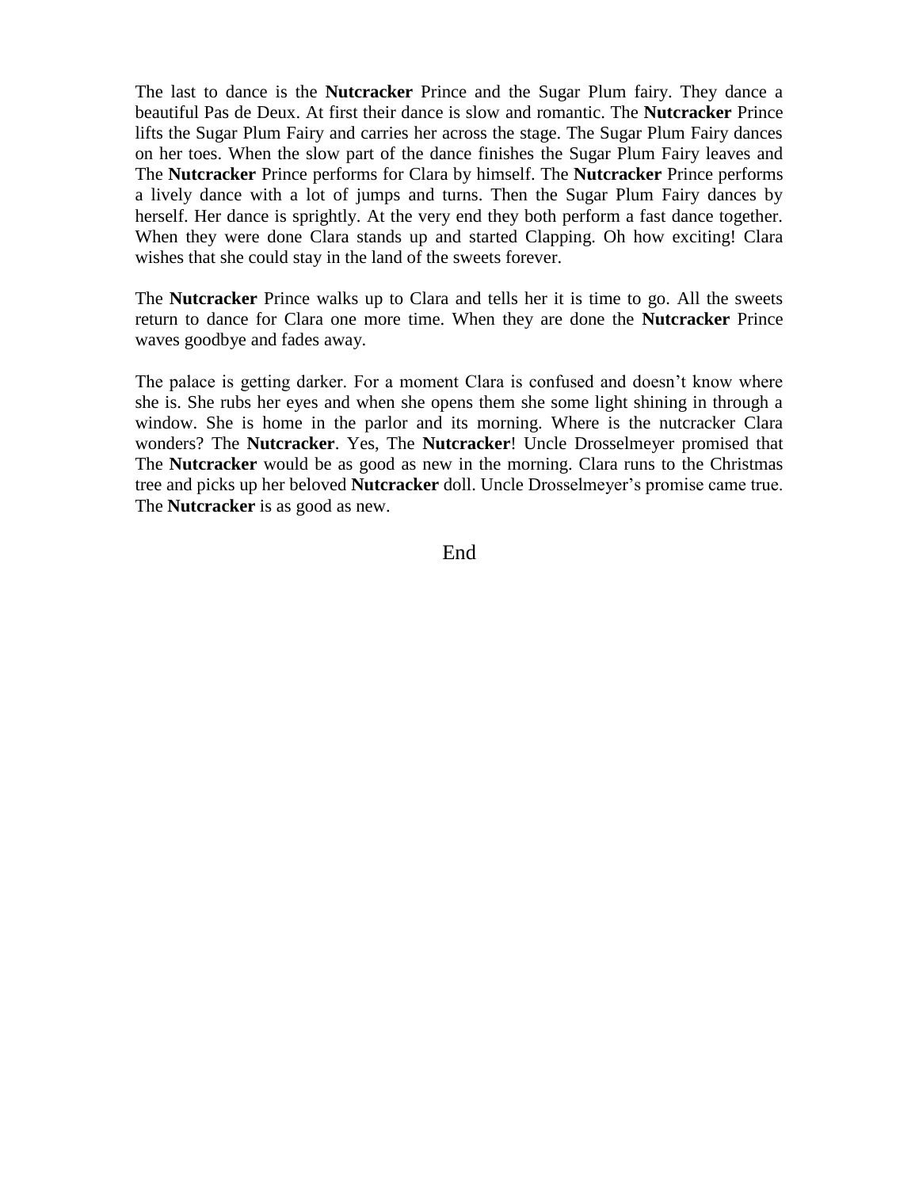The last to dance is the **Nutcracker** Prince and the Sugar Plum fairy. They dance a beautiful Pas de Deux. At first their dance is slow and romantic. The **Nutcracker** Prince lifts the Sugar Plum Fairy and carries her across the stage. The Sugar Plum Fairy dances on her toes. When the slow part of the dance finishes the Sugar Plum Fairy leaves and The **Nutcracker** Prince performs for Clara by himself. The **Nutcracker** Prince performs a lively dance with a lot of jumps and turns. Then the Sugar Plum Fairy dances by herself. Her dance is sprightly. At the very end they both perform a fast dance together. When they were done Clara stands up and started Clapping. Oh how exciting! Clara wishes that she could stay in the land of the sweets forever.

The **Nutcracker** Prince walks up to Clara and tells her it is time to go. All the sweets return to dance for Clara one more time. When they are done the **Nutcracker** Prince waves goodbye and fades away.

The palace is getting darker. For a moment Clara is confused and doesn't know where she is. She rubs her eyes and when she opens them she some light shining in through a window. She is home in the parlor and its morning. Where is the nutcracker Clara wonders? The **Nutcracker**. Yes, The **Nutcracker**! Uncle Drosselmeyer promised that The **Nutcracker** would be as good as new in the morning. Clara runs to the Christmas tree and picks up her beloved **Nutcracker** doll. Uncle Drosselmeyer's promise came true. The **Nutcracker** is as good as new.

End